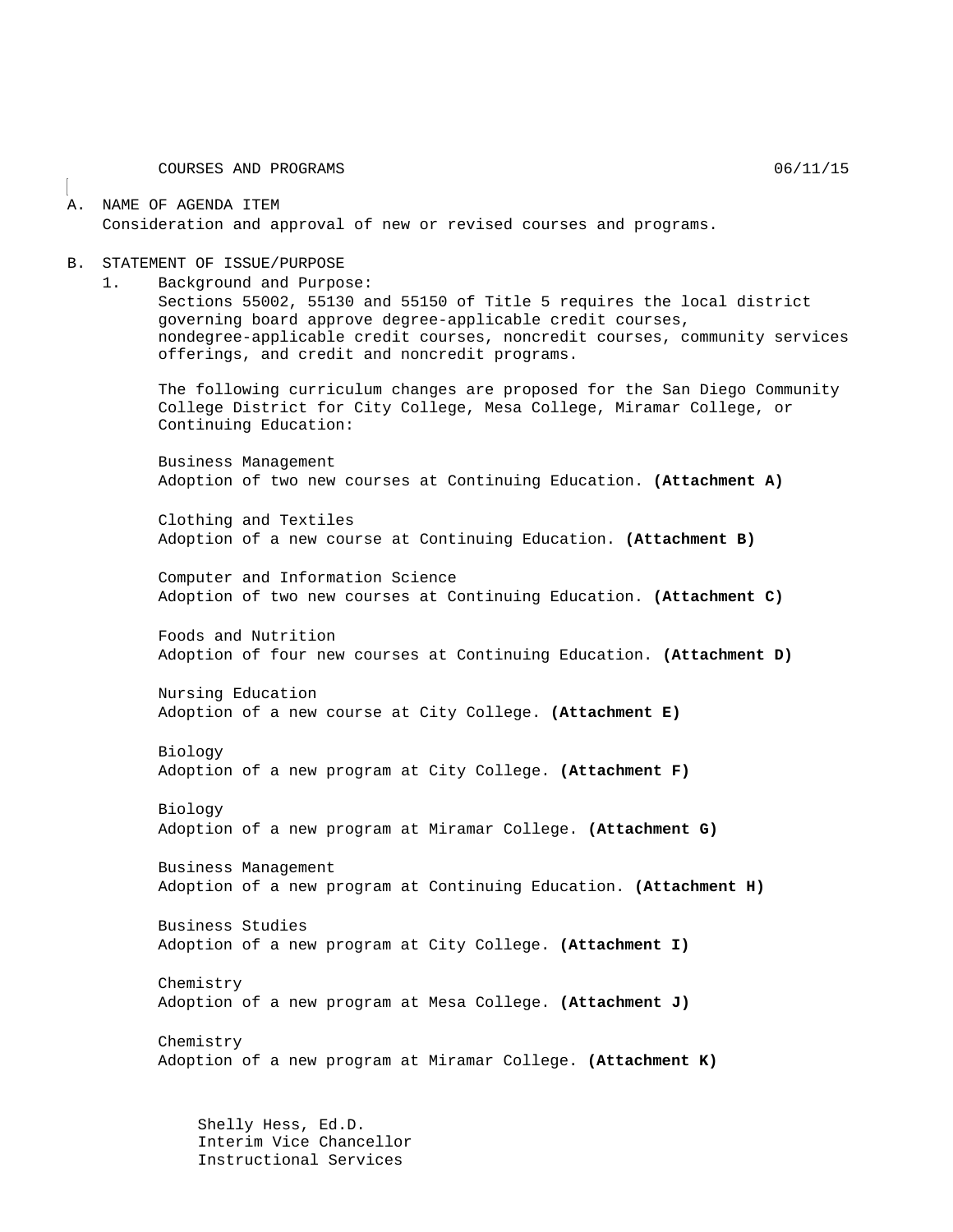COURSES AND PROGRAMS 06/11/15

A. NAME OF AGENDA ITEM
Consideration and approval of new or revised courses and programs.

B. STATEMENT OF ISSUE/PURPOSE

1. Background and Purpose:
Sections 55002, 55130 and 55150 of Title 5 requires the local district governing board approve degree-applicable credit courses, nondegree-applicable credit courses, noncredit courses, community services offerings, and credit and noncredit programs.

The following curriculum changes are proposed for the San Diego Community College District for City College, Mesa College, Miramar College, or Continuing Education:

Business Management
Adoption of two new courses at Continuing Education. **(Attachment A)**

Clothing and Textiles
Adoption of a new course at Continuing Education. **(Attachment B)**

Computer and Information Science
Adoption of two new courses at Continuing Education. **(Attachment C)**

Foods and Nutrition
Adoption of four new courses at Continuing Education. **(Attachment D)**

Nursing Education
Adoption of a new course at City College. **(Attachment E)**

Biology
Adoption of a new program at City College. **(Attachment F)**

Biology
Adoption of a new program at Miramar College. **(Attachment G)**

Business Management
Adoption of a new program at Continuing Education. **(Attachment H)**

Business Studies
Adoption of a new program at City College. **(Attachment I)**

Chemistry
Adoption of a new program at Mesa College. **(Attachment J)**

Chemistry
Adoption of a new program at Miramar College. **(Attachment K)**

Shelly Hess, Ed.D.
Interim Vice Chancellor
Instructional Services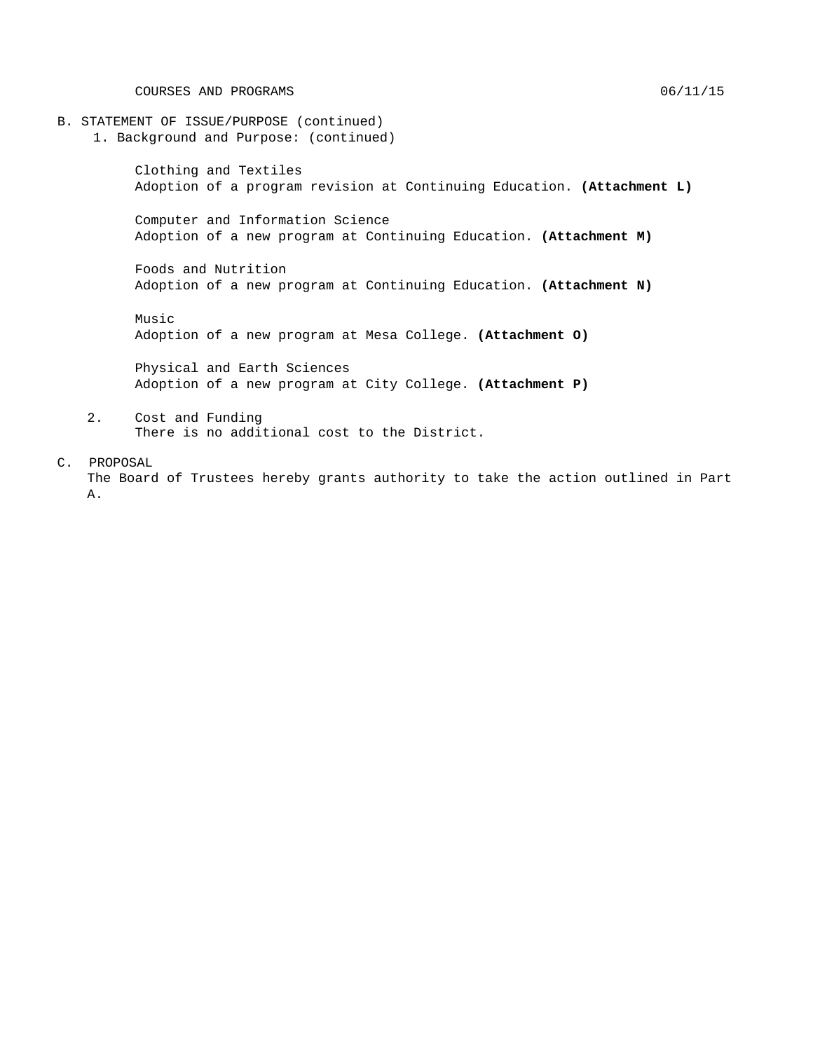B. STATEMENT OF ISSUE/PURPOSE (continued)

1. Background and Purpose: (continued)

Clothing and Textiles
Adoption of a program revision at Continuing Education. **(Attachment L)**

Computer and Information Science
Adoption of a new program at Continuing Education. **(Attachment M)**

Foods and Nutrition
Adoption of a new program at Continuing Education. **(Attachment N)**

Music
Adoption of a new program at Mesa College. **(Attachment O)**

Physical and Earth Sciences
Adoption of a new program at City College. **(Attachment P)**

2. Cost and Funding
There is no additional cost to the District.

C. PROPOSAL

The Board of Trustees hereby grants authority to take the action outlined in Part A.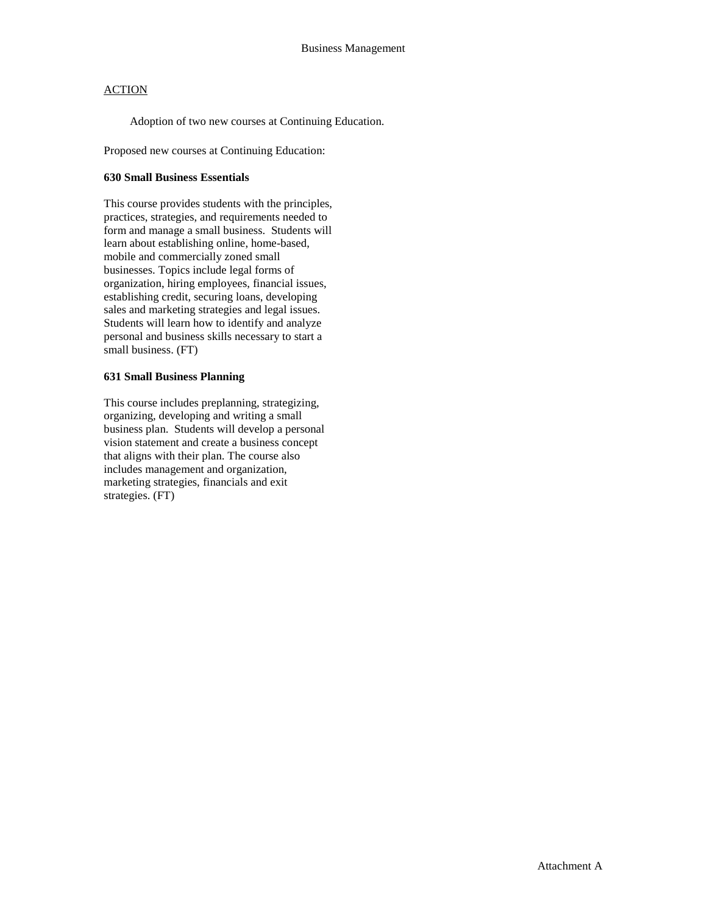## Business Management

ACTION

Adoption of two new courses at Continuing Education.

Proposed new courses at Continuing Education:

**630 Small Business Essentials**

This course provides students with the principles, practices, strategies, and requirements needed to form and manage a small business. Students will learn about establishing online, home-based, mobile and commercially zoned small businesses. Topics include legal forms of organization, hiring employees, financial issues, establishing credit, securing loans, developing sales and marketing strategies and legal issues. Students will learn how to identify and analyze personal and business skills necessary to start a small business. (FT)

**631 Small Business Planning**

This course includes preplanning, strategizing, organizing, developing and writing a small business plan. Students will develop a personal vision statement and create a business concept that aligns with their plan. The course also includes management and organization, marketing strategies, financials and exit strategies. (FT)

Attachment A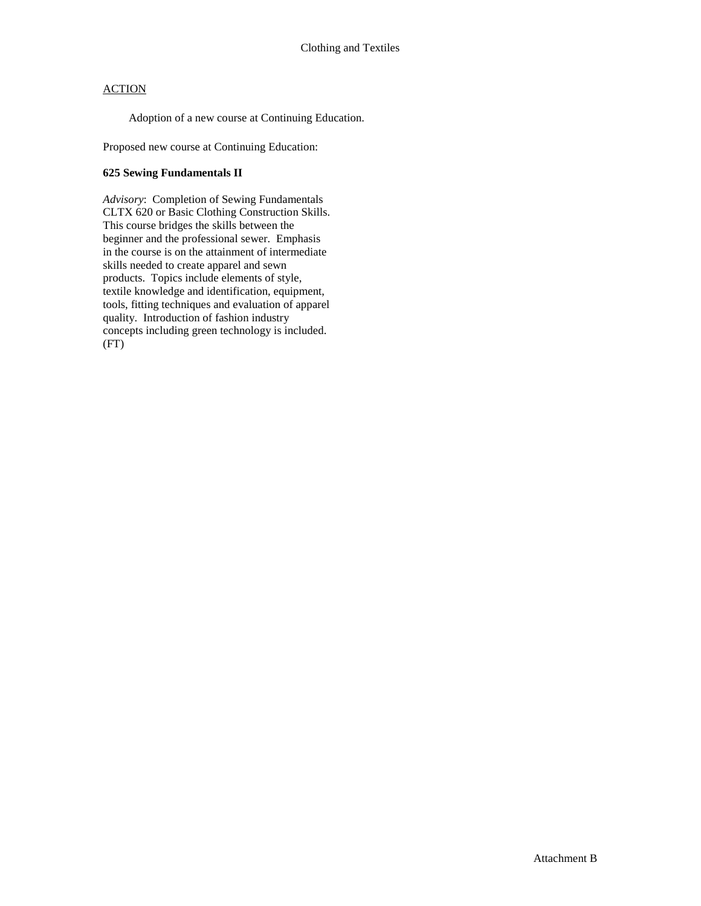Clothing and Textiles

ACTION

Adoption of a new course at Continuing Education.

Proposed new course at Continuing Education:

**625 Sewing Fundamentals II**

*Advisory*: Completion of Sewing Fundamentals CLTX 620 or Basic Clothing Construction Skills. This course bridges the skills between the beginner and the professional sewer. Emphasis in the course is on the attainment of intermediate skills needed to create apparel and sewn products. Topics include elements of style, textile knowledge and identification, equipment, tools, fitting techniques and evaluation of apparel quality. Introduction of fashion industry concepts including green technology is included. (FT)

Attachment B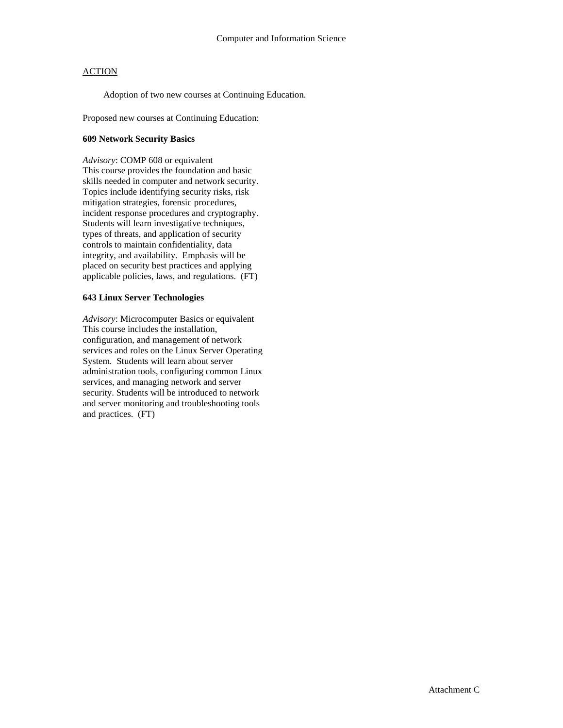Computer and Information Science

ACTION

Adoption of two new courses at Continuing Education.

Proposed new courses at Continuing Education:

**609 Network Security Basics**

*Advisory*: COMP 608 or equivalent
This course provides the foundation and basic skills needed in computer and network security. Topics include identifying security risks, risk mitigation strategies, forensic procedures, incident response procedures and cryptography. Students will learn investigative techniques, types of threats, and application of security controls to maintain confidentiality, data integrity, and availability. Emphasis will be placed on security best practices and applying applicable policies, laws, and regulations. (FT)

**643 Linux Server Technologies**

*Advisory*: Microcomputer Basics or equivalent
This course includes the installation, configuration, and management of network services and roles on the Linux Server Operating System. Students will learn about server administration tools, configuring common Linux services, and managing network and server security. Students will be introduced to network and server monitoring and troubleshooting tools and practices. (FT)

Attachment C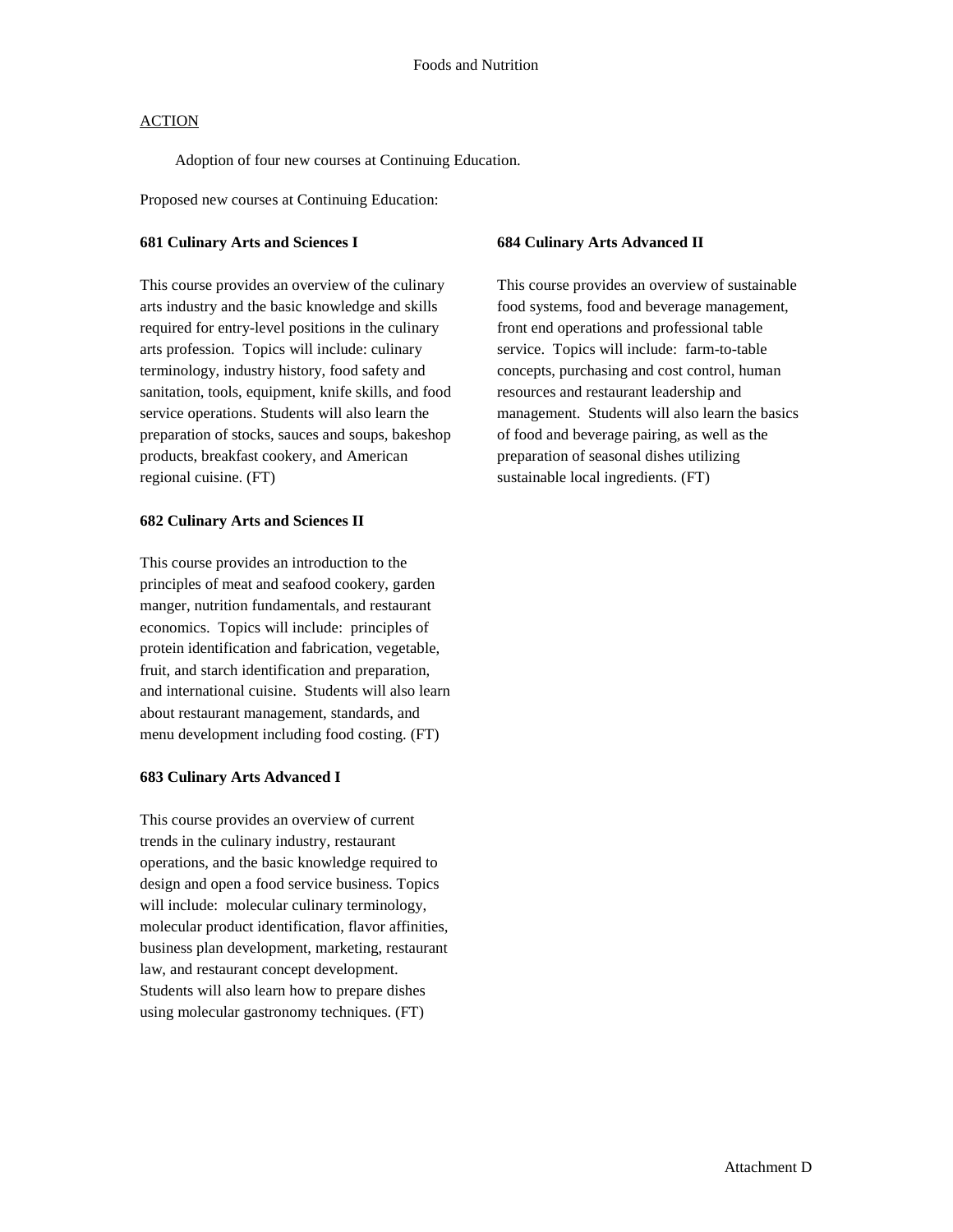Foods and Nutrition

ACTION

Adoption of four new courses at Continuing Education.

Proposed new courses at Continuing Education:

**681 Culinary Arts and Sciences I**

This course provides an overview of the culinary arts industry and the basic knowledge and skills required for entry-level positions in the culinary arts profession. Topics will include: culinary terminology, industry history, food safety and sanitation, tools, equipment, knife skills, and food service operations. Students will also learn the preparation of stocks, sauces and soups, bakeshop products, breakfast cookery, and American regional cuisine. (FT)

**682 Culinary Arts and Sciences II**

This course provides an introduction to the principles of meat and seafood cookery, garden manger, nutrition fundamentals, and restaurant economics. Topics will include: principles of protein identification and fabrication, vegetable, fruit, and starch identification and preparation, and international cuisine. Students will also learn about restaurant management, standards, and menu development including food costing. (FT)

**683 Culinary Arts Advanced I**

This course provides an overview of current trends in the culinary industry, restaurant operations, and the basic knowledge required to design and open a food service business. Topics will include: molecular culinary terminology, molecular product identification, flavor affinities, business plan development, marketing, restaurant law, and restaurant concept development. Students will also learn how to prepare dishes using molecular gastronomy techniques. (FT)

**684 Culinary Arts Advanced II**

This course provides an overview of sustainable food systems, food and beverage management, front end operations and professional table service. Topics will include: farm-to-table concepts, purchasing and cost control, human resources and restaurant leadership and management. Students will also learn the basics of food and beverage pairing, as well as the preparation of seasonal dishes utilizing sustainable local ingredients. (FT)

Attachment D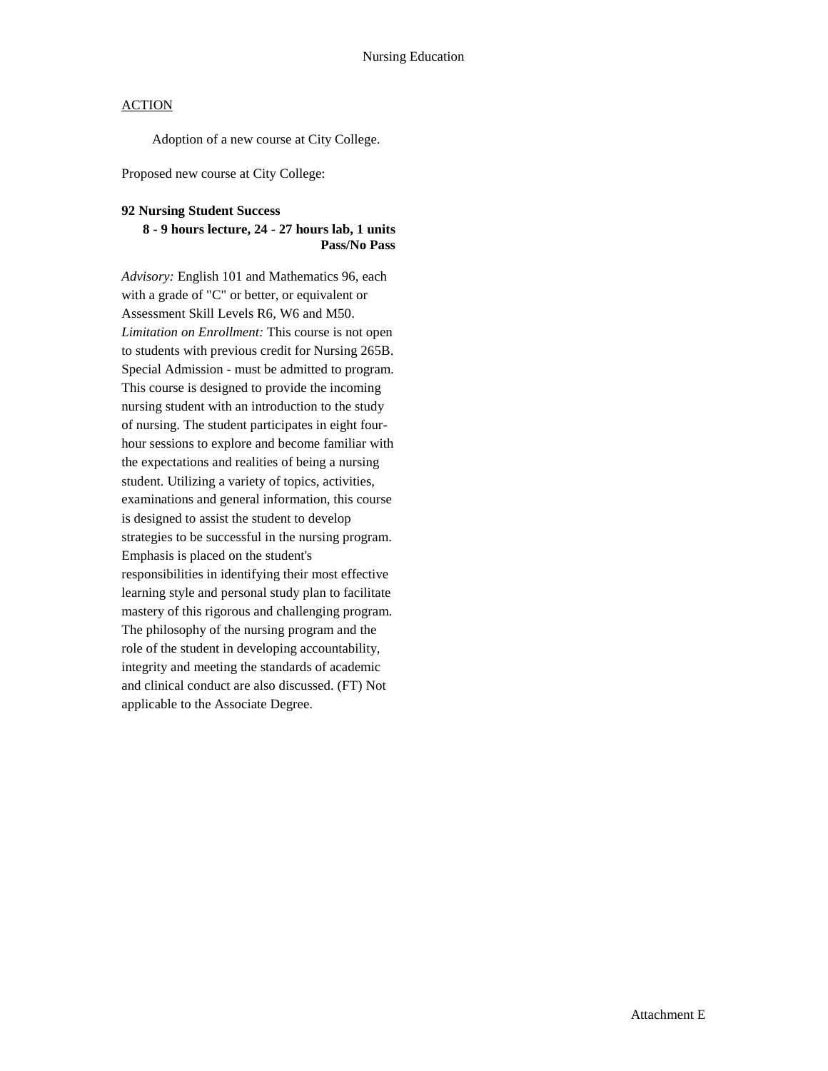Nursing Education

ACTION

Adoption of a new course at City College.

Proposed new course at City College:

**92 Nursing Student Success**
**8 - 9 hours lecture, 24 - 27 hours lab, 1 units**
**Pass/No Pass**

*Advisory:* English 101 and Mathematics 96, each with a grade of "C" or better, or equivalent or Assessment Skill Levels R6, W6 and M50. *Limitation on Enrollment:* This course is not open to students with previous credit for Nursing 265B. Special Admission - must be admitted to program. This course is designed to provide the incoming nursing student with an introduction to the study of nursing. The student participates in eight four-hour sessions to explore and become familiar with the expectations and realities of being a nursing student. Utilizing a variety of topics, activities, examinations and general information, this course is designed to assist the student to develop strategies to be successful in the nursing program. Emphasis is placed on the student's responsibilities in identifying their most effective learning style and personal study plan to facilitate mastery of this rigorous and challenging program. The philosophy of the nursing program and the role of the student in developing accountability, integrity and meeting the standards of academic and clinical conduct are also discussed. (FT) Not applicable to the Associate Degree.

Attachment E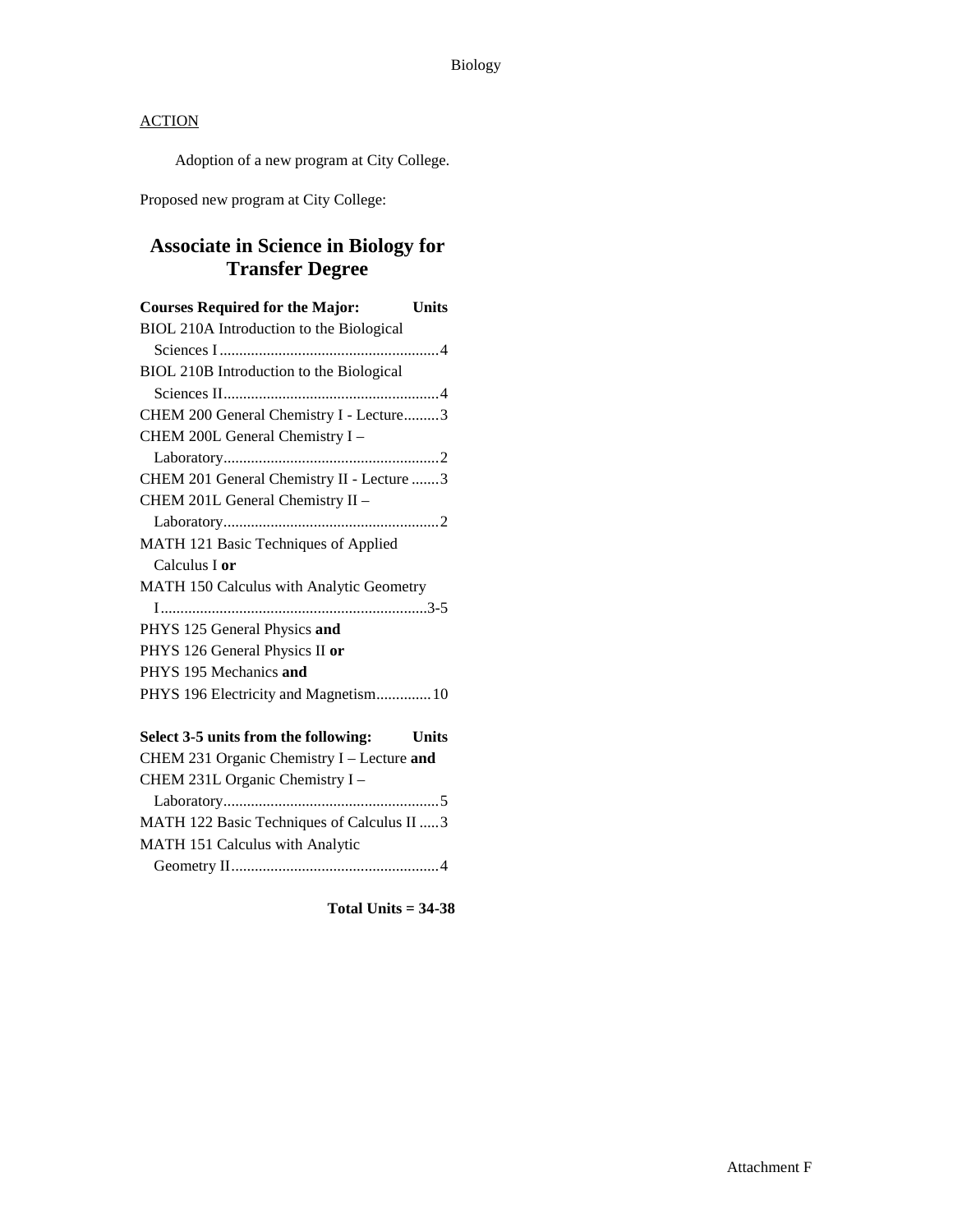ACTION

Adoption of a new program at City College.

Proposed new program at City College:

## Associate in Science in Biology for Transfer Degree

| Courses Required for the Major: | Units |
|---|---|
| BIOL 210A Introduction to the Biological Sciences I | 4 |
| BIOL 210B Introduction to the Biological Sciences II | 4 |
| CHEM 200 General Chemistry I - Lecture | 3 |
| CHEM 200L General Chemistry I – Laboratory | 2 |
| CHEM 201 General Chemistry II - Lecture | 3 |
| CHEM 201L General Chemistry II – Laboratory | 2 |
| MATH 121 Basic Techniques of Applied Calculus I **or** MATH 150 Calculus with Analytic Geometry I | 3-5 |
| PHYS 125 General Physics **and** PHYS 126 General Physics II **or** PHYS 195 Mechanics **and** PHYS 196 Electricity and Magnetism | 10 |

| Select 3-5 units from the following: | Units |
|---|---|
| CHEM 231 Organic Chemistry I – Lecture **and** CHEM 231L Organic Chemistry I – Laboratory | 5 |
| MATH 122 Basic Techniques of Calculus II | 3 |
| MATH 151 Calculus with Analytic Geometry II | 4 |

**Total Units = 34-38**

Attachment F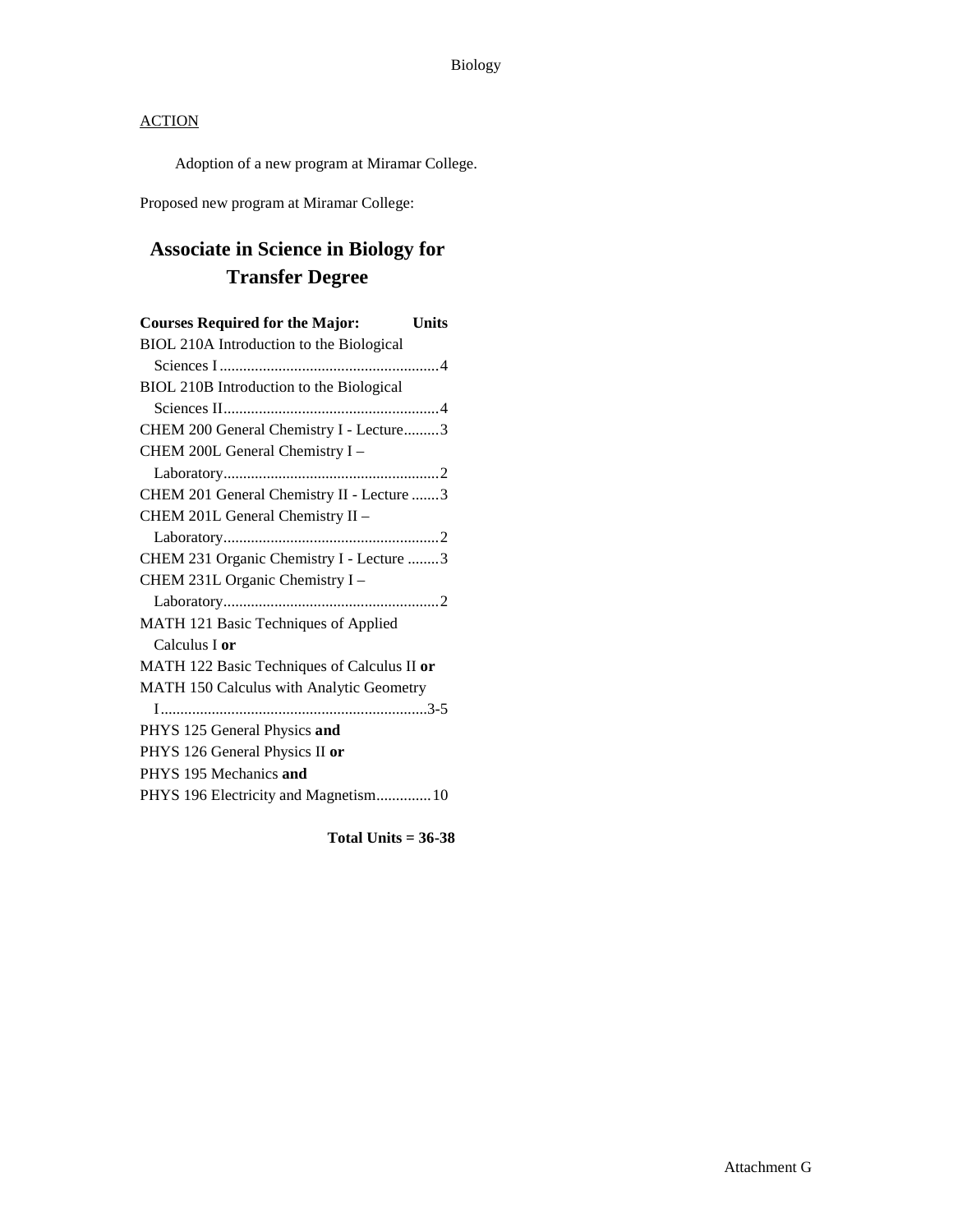Biology

ACTION

Adoption of a new program at Miramar College.

Proposed new program at Miramar College:

## Associate in Science in Biology for Transfer Degree

| Courses Required for the Major: | Units |
|---|---|
| BIOL 210A Introduction to the Biological Sciences I | 4 |
| BIOL 210B Introduction to the Biological Sciences II | 4 |
| CHEM 200 General Chemistry I - Lecture | 3 |
| CHEM 200L General Chemistry I – Laboratory | 2 |
| CHEM 201 General Chemistry II - Lecture | 3 |
| CHEM 201L General Chemistry II – Laboratory | 2 |
| CHEM 231 Organic Chemistry I - Lecture | 3 |
| CHEM 231L Organic Chemistry I – Laboratory | 2 |
| MATH 121 Basic Techniques of Applied Calculus I **or**<br>MATH 122 Basic Techniques of Calculus II **or**<br>MATH 150 Calculus with Analytic Geometry I | 3-5 |
| PHYS 125 General Physics **and**<br>PHYS 126 General Physics II **or**<br>PHYS 195 Mechanics **and**<br>PHYS 196 Electricity and Magnetism | 10 |

**Total Units = 36-38**

Attachment G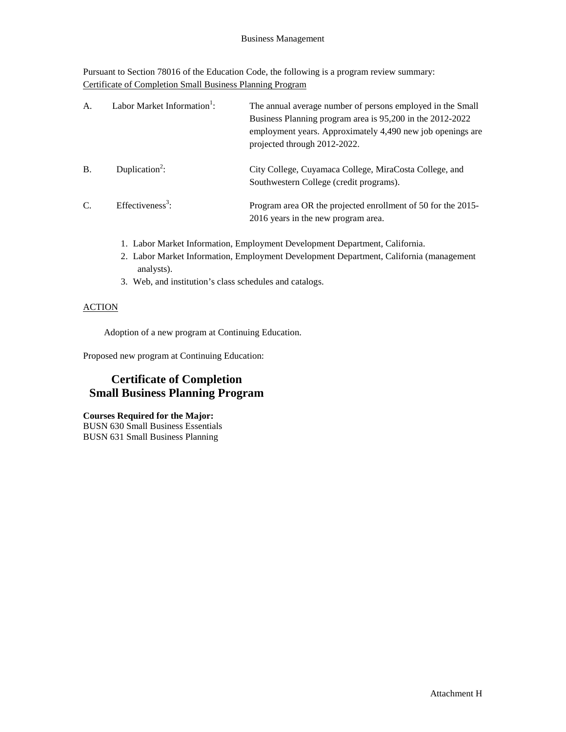Business Management

Pursuant to Section 78016 of the Education Code, the following is a program review summary:
Certificate of Completion Small Business Planning Program

A. Labor Market Information[1]: The annual average number of persons employed in the Small Business Planning program area is 95,200 in the 2012-2022 employment years. Approximately 4,490 new job openings are projected through 2012-2022.

B. Duplication[2]: City College, Cuyamaca College, MiraCosta College, and Southwestern College (credit programs).

C. Effectiveness[3]: Program area OR the projected enrollment of 50 for the 2015-2016 years in the new program area.

1. Labor Market Information, Employment Development Department, California.
2. Labor Market Information, Employment Development Department, California (management analysts).
3. Web, and institution's class schedules and catalogs.

ACTION

Adoption of a new program at Continuing Education.

Proposed new program at Continuing Education:

## Certificate of Completion
## Small Business Planning Program

**Courses Required for the Major:**
BUSN 630 Small Business Essentials
BUSN 631 Small Business Planning

Attachment H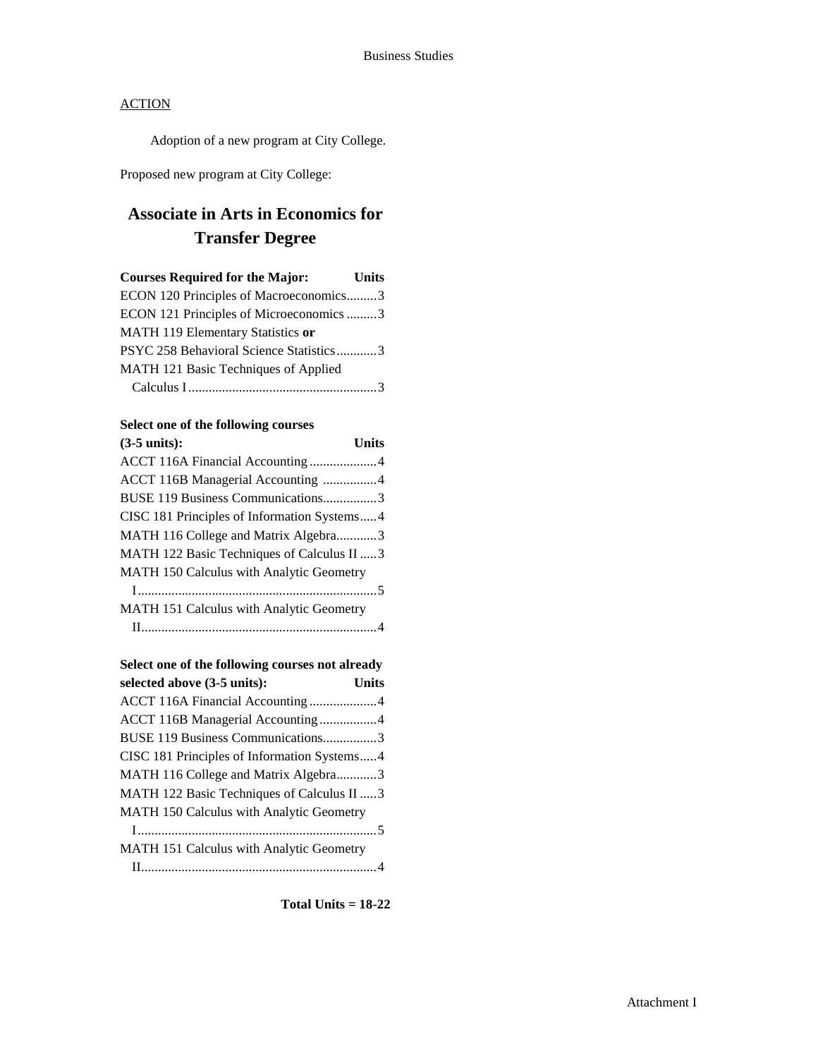ACTION

Adoption of a new program at City College.

Proposed new program at City College:

## Associate in Arts in Economics for Transfer Degree

| Courses Required for the Major: | Units |
|---|---|
| ECON 120 Principles of Macroeconomics | 3 |
| ECON 121 Principles of Microeconomics | 3 |
| MATH 119 Elementary Statistics **or** PSYC 258 Behavioral Science Statistics | 3 |
| MATH 121 Basic Techniques of Applied Calculus I | 3 |

| Select one of the following courses (3-5 units): | Units |
|---|---|
| ACCT 116A Financial Accounting | 4 |
| ACCT 116B Managerial Accounting | 4 |
| BUSE 119 Business Communications | 3 |
| CISC 181 Principles of Information Systems | 4 |
| MATH 116 College and Matrix Algebra | 3 |
| MATH 122 Basic Techniques of Calculus II | 3 |
| MATH 150 Calculus with Analytic Geometry I | 5 |
| MATH 151 Calculus with Analytic Geometry II | 4 |

| Select one of the following courses not already selected above (3-5 units): | Units |
|---|---|
| ACCT 116A Financial Accounting | 4 |
| ACCT 116B Managerial Accounting | 4 |
| BUSE 119 Business Communications | 3 |
| CISC 181 Principles of Information Systems | 4 |
| MATH 116 College and Matrix Algebra | 3 |
| MATH 122 Basic Techniques of Calculus II | 3 |
| MATH 150 Calculus with Analytic Geometry I | 5 |
| MATH 151 Calculus with Analytic Geometry II | 4 |

**Total Units = 18-22**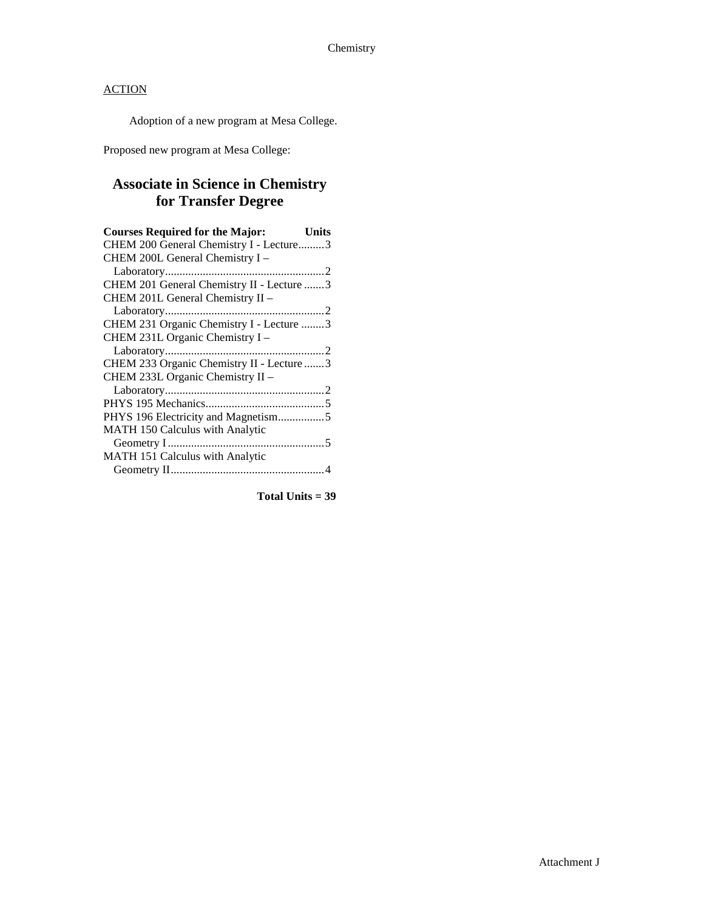Chemistry

ACTION

Adoption of a new program at Mesa College.

Proposed new program at Mesa College:

## Associate in Science in Chemistry for Transfer Degree

| Courses Required for the Major: | Units |
|---|---|
| CHEM 200 General Chemistry I - Lecture | 3 |
| CHEM 200L General Chemistry I – Laboratory | 2 |
| CHEM 201 General Chemistry II - Lecture | 3 |
| CHEM 201L General Chemistry II – Laboratory | 2 |
| CHEM 231 Organic Chemistry I - Lecture | 3 |
| CHEM 231L Organic Chemistry I – Laboratory | 2 |
| CHEM 233 Organic Chemistry II - Lecture | 3 |
| CHEM 233L Organic Chemistry II – Laboratory | 2 |
| PHYS 195 Mechanics | 5 |
| PHYS 196 Electricity and Magnetism | 5 |
| MATH 150 Calculus with Analytic Geometry I | 5 |
| MATH 151 Calculus with Analytic Geometry II | 4 |

**Total Units = 39**

Attachment J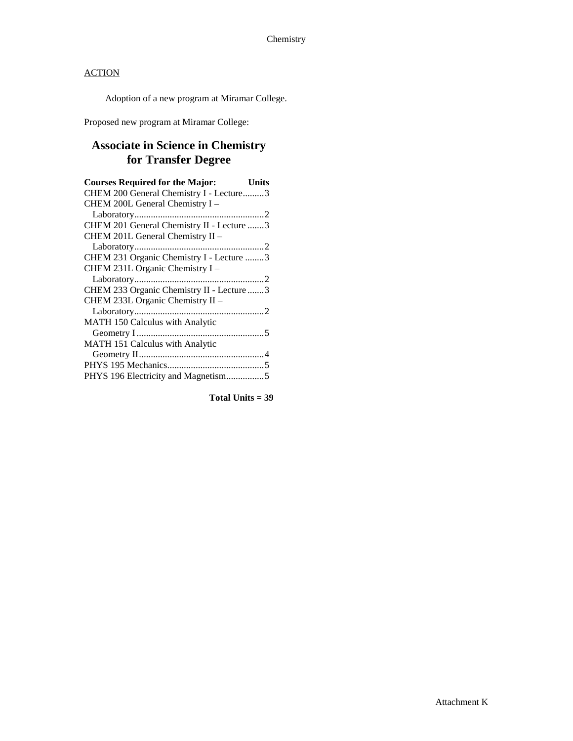Chemistry

ACTION

Adoption of a new program at Miramar College.

Proposed new program at Miramar College:

## Associate in Science in Chemistry for Transfer Degree

| Courses Required for the Major: | Units |
|---|---|
| CHEM 200 General Chemistry I - Lecture | 3 |
| CHEM 200L General Chemistry I – Laboratory | 2 |
| CHEM 201 General Chemistry II - Lecture | 3 |
| CHEM 201L General Chemistry II – Laboratory | 2 |
| CHEM 231 Organic Chemistry I - Lecture | 3 |
| CHEM 231L Organic Chemistry I – Laboratory | 2 |
| CHEM 233 Organic Chemistry II - Lecture | 3 |
| CHEM 233L Organic Chemistry II – Laboratory | 2 |
| MATH 150 Calculus with Analytic Geometry I | 5 |
| MATH 151 Calculus with Analytic Geometry II | 4 |
| PHYS 195 Mechanics | 5 |
| PHYS 196 Electricity and Magnetism | 5 |

**Total Units = 39**

Attachment K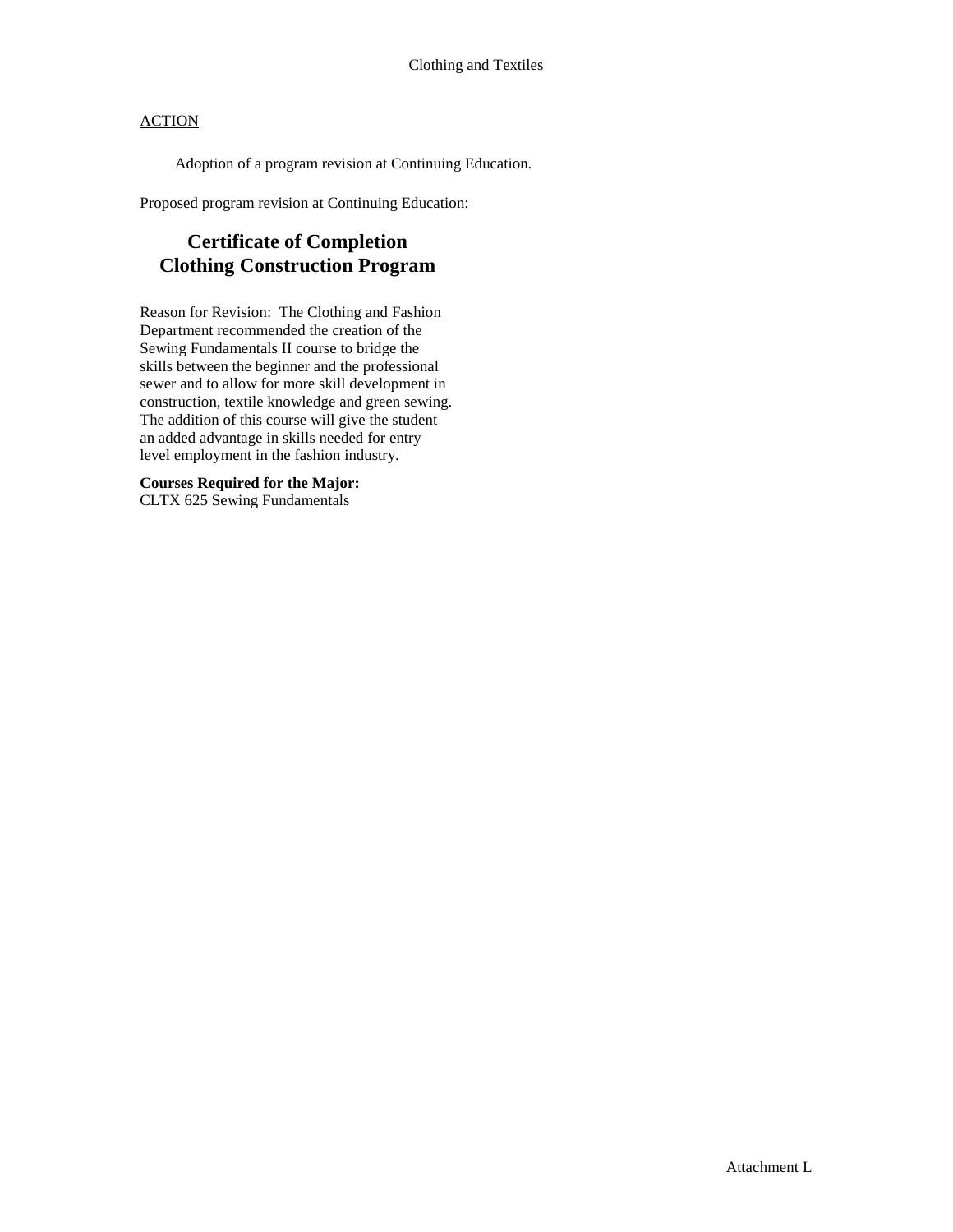Clothing and Textiles

ACTION

Adoption of a program revision at Continuing Education.

Proposed program revision at Continuing Education:

## Certificate of Completion
## Clothing Construction Program

Reason for Revision: The Clothing and Fashion Department recommended the creation of the Sewing Fundamentals II course to bridge the skills between the beginner and the professional sewer and to allow for more skill development in construction, textile knowledge and green sewing. The addition of this course will give the student an added advantage in skills needed for entry level employment in the fashion industry.

**Courses Required for the Major:**
CLTX 625 Sewing Fundamentals

Attachment L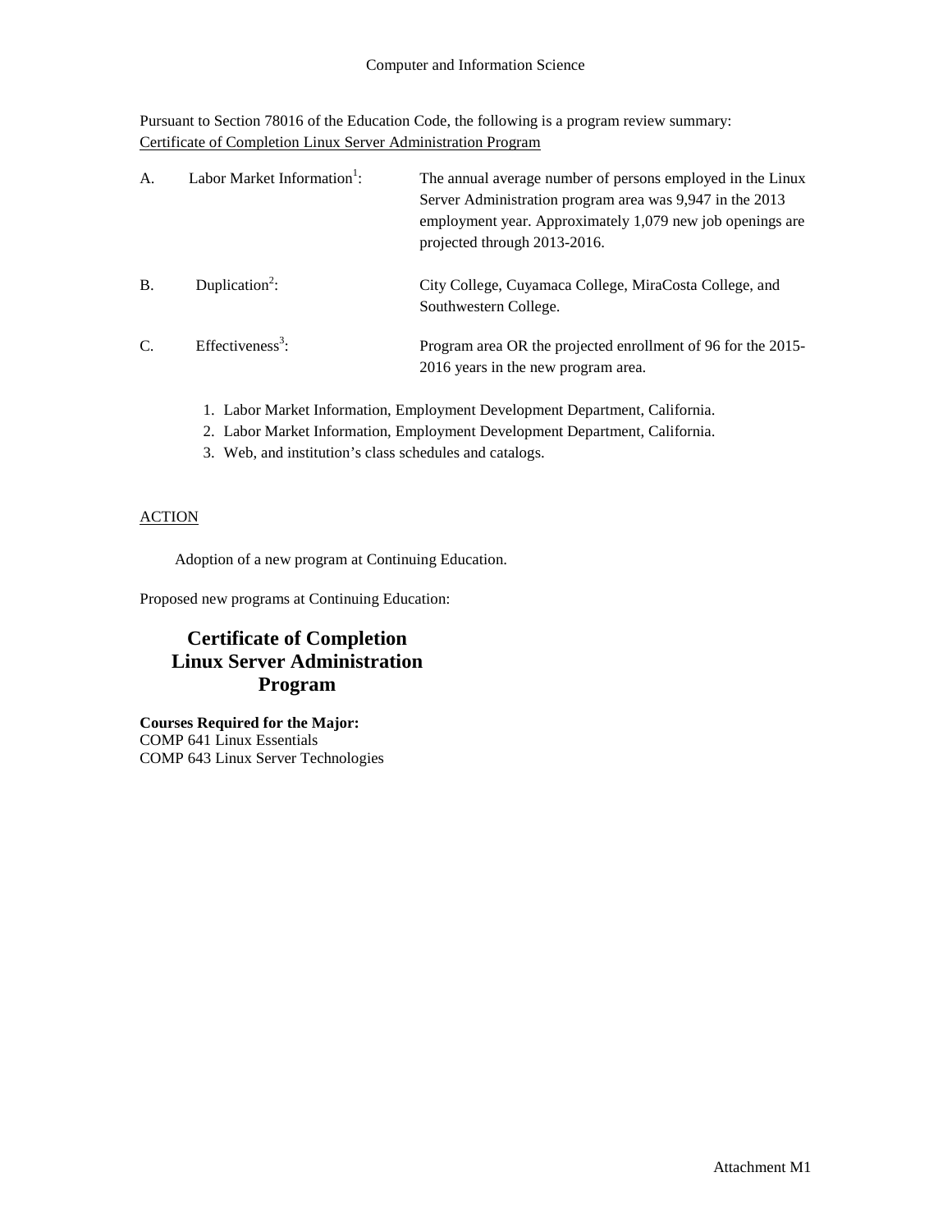Computer and Information Science

Pursuant to Section 78016 of the Education Code, the following is a program review summary:
Certificate of Completion Linux Server Administration Program

| | | |
|---|---|---|
| A. | Labor Market Information[1]: | The annual average number of persons employed in the Linux Server Administration program area was 9,947 in the 2013 employment year. Approximately 1,079 new job openings are projected through 2013-2016. |
| B. | Duplication[2]: | City College, Cuyamaca College, MiraCosta College, and Southwestern College. |
| C. | Effectiveness[3]: | Program area OR the projected enrollment of 96 for the 2015-2016 years in the new program area. |

1. Labor Market Information, Employment Development Department, California.
2. Labor Market Information, Employment Development Department, California.
3. Web, and institution's class schedules and catalogs.

ACTION

Adoption of a new program at Continuing Education.

Proposed new programs at Continuing Education:

## Certificate of Completion Linux Server Administration Program

**Courses Required for the Major:**
COMP 641 Linux Essentials
COMP 643 Linux Server Technologies

Attachment M1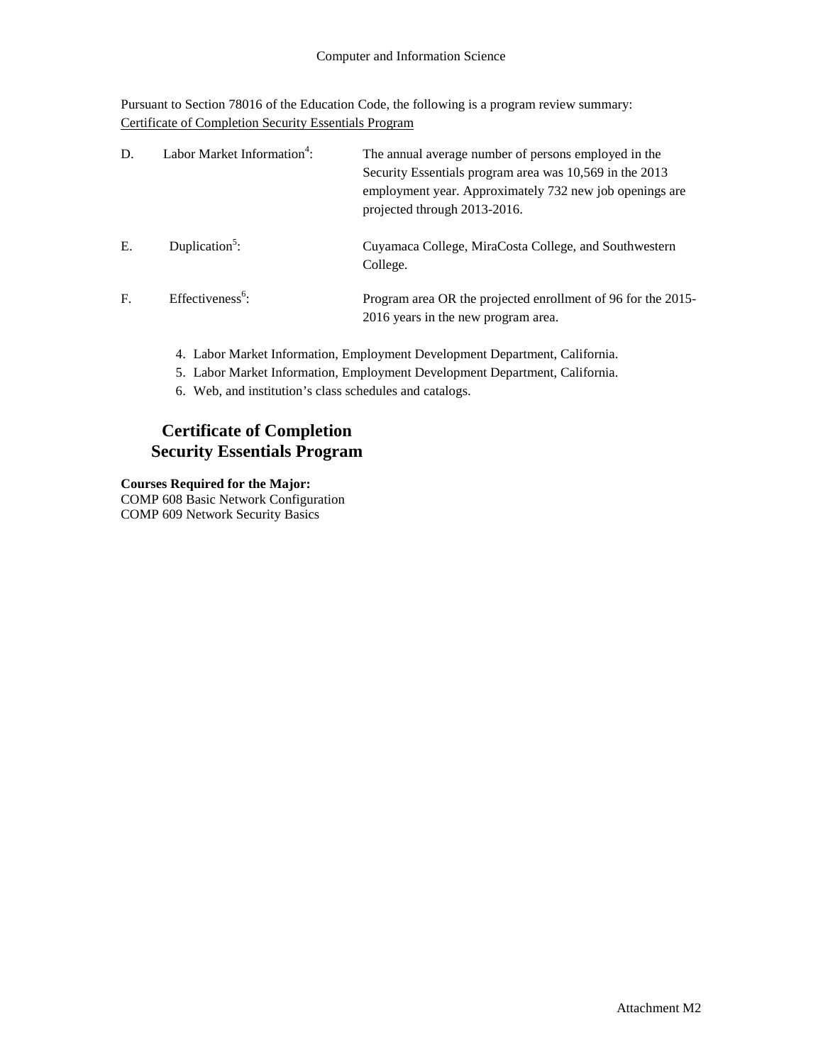Computer and Information Science

Pursuant to Section 78016 of the Education Code, the following is a program review summary:
Certificate of Completion Security Essentials Program

D. Labor Market Information[4]: The annual average number of persons employed in the Security Essentials program area was 10,569 in the 2013 employment year. Approximately 732 new job openings are projected through 2013-2016.

E. Duplication[5]: Cuyamaca College, MiraCosta College, and Southwestern College.

F. Effectiveness[6]: Program area OR the projected enrollment of 96 for the 2015-2016 years in the new program area.

4. Labor Market Information, Employment Development Department, California.
5. Labor Market Information, Employment Development Department, California.
6. Web, and institution's class schedules and catalogs.

## Certificate of Completion
## Security Essentials Program

**Courses Required for the Major:**
COMP 608 Basic Network Configuration
COMP 609 Network Security Basics

Attachment M2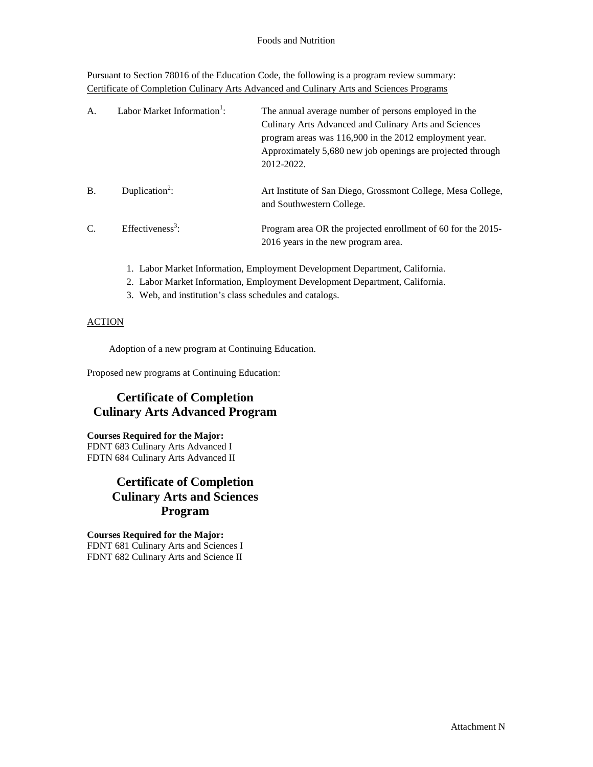Foods and Nutrition

Pursuant to Section 78016 of the Education Code, the following is a program review summary:
Certificate of Completion Culinary Arts Advanced and Culinary Arts and Sciences Programs

| | | |
|---|---|---|
| A. | Labor Market Information[1]: | The annual average number of persons employed in the Culinary Arts Advanced and Culinary Arts and Sciences program areas was 116,900 in the 2012 employment year. Approximately 5,680 new job openings are projected through 2012-2022. |
| B. | Duplication[2]: | Art Institute of San Diego, Grossmont College, Mesa College, and Southwestern College. |
| C. | Effectiveness[3]: | Program area OR the projected enrollment of 60 for the 2015-2016 years in the new program area. |

1. Labor Market Information, Employment Development Department, California.
2. Labor Market Information, Employment Development Department, California.
3. Web, and institution's class schedules and catalogs.

ACTION

Adoption of a new program at Continuing Education.

Proposed new programs at Continuing Education:

## Certificate of Completion Culinary Arts Advanced Program

**Courses Required for the Major:**
FDNT 683 Culinary Arts Advanced I
FDTN 684 Culinary Arts Advanced II

## Certificate of Completion Culinary Arts and Sciences Program

**Courses Required for the Major:**
FDNT 681 Culinary Arts and Sciences I
FDNT 682 Culinary Arts and Science II

Attachment N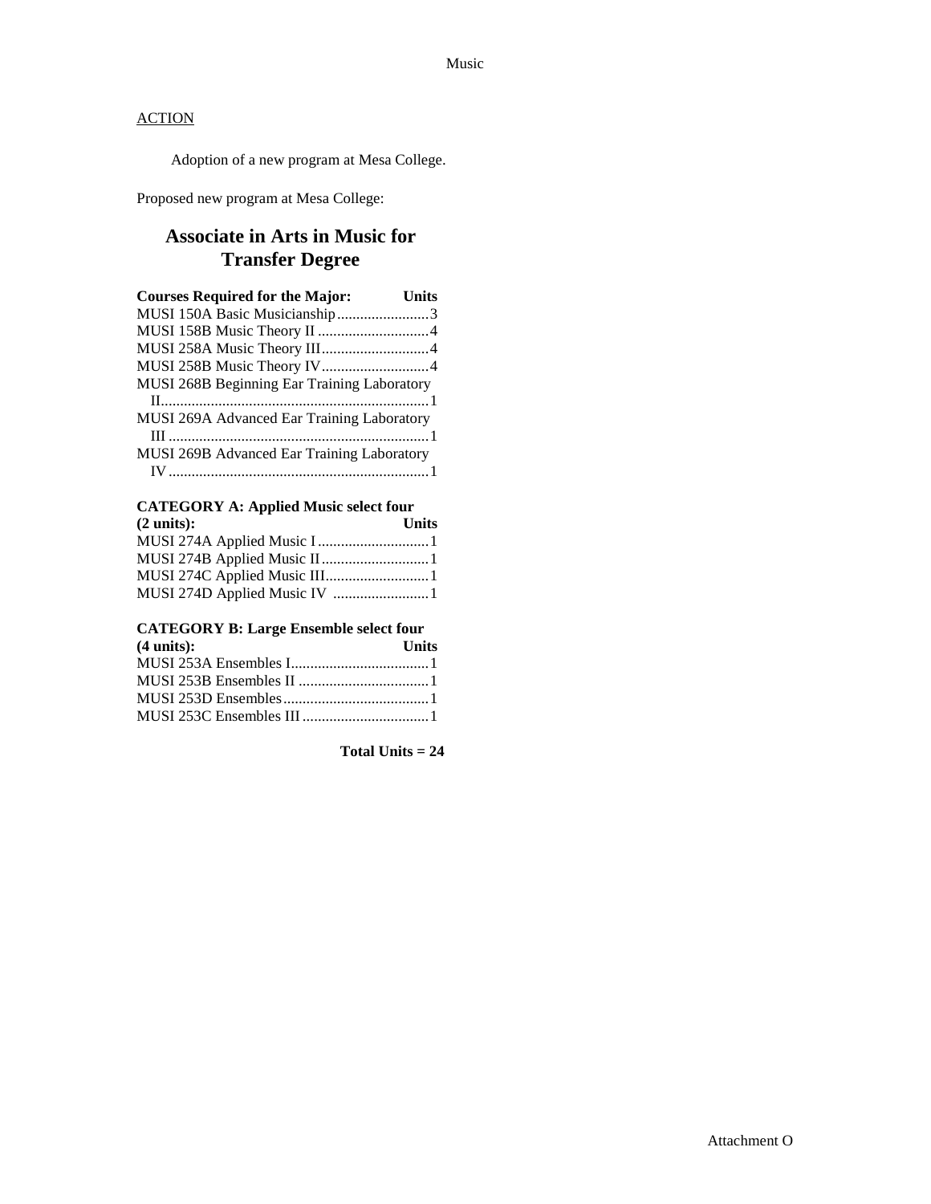ACTION

Adoption of a new program at Mesa College.

Proposed new program at Mesa College:

## Associate in Arts in Music for Transfer Degree

| Courses Required for the Major: | Units |
| --- | --- |
| MUSI 150A Basic Musicianship | 3 |
| MUSI 158B Music Theory II | 4 |
| MUSI 258A Music Theory III | 4 |
| MUSI 258B Music Theory IV | 4 |
| MUSI 268B Beginning Ear Training Laboratory II | 1 |
| MUSI 269A Advanced Ear Training Laboratory III | 1 |
| MUSI 269B Advanced Ear Training Laboratory IV | 1 |

| CATEGORY A: Applied Music select four (2 units): | Units |
| --- | --- |
| MUSI 274A Applied Music I | 1 |
| MUSI 274B Applied Music II | 1 |
| MUSI 274C Applied Music III | 1 |
| MUSI 274D Applied Music IV | 1 |

| CATEGORY B: Large Ensemble select four (4 units): | Units |
| --- | --- |
| MUSI 253A Ensembles I | 1 |
| MUSI 253B Ensembles II | 1 |
| MUSI 253D Ensembles | 1 |
| MUSI 253C Ensembles III | 1 |

**Total Units = 24**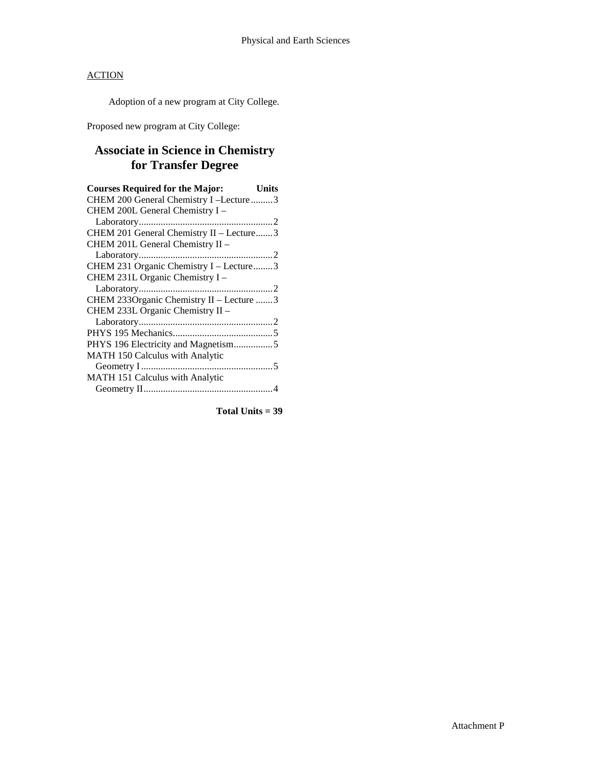Physical and Earth Sciences

ACTION

Adoption of a new program at City College.

Proposed new program at City College:

## Associate in Science in Chemistry for Transfer Degree

| Courses Required for the Major: | Units |
|---|---|
| CHEM 200 General Chemistry I –Lecture | 3 |
| CHEM 200L General Chemistry I – Laboratory | 2 |
| CHEM 201 General Chemistry II – Lecture | 3 |
| CHEM 201L General Chemistry II – Laboratory | 2 |
| CHEM 231 Organic Chemistry I – Lecture | 3 |
| CHEM 231L Organic Chemistry I – Laboratory | 2 |
| CHEM 233Organic Chemistry II – Lecture | 3 |
| CHEM 233L Organic Chemistry II – Laboratory | 2 |
| PHYS 195 Mechanics | 5 |
| PHYS 196 Electricity and Magnetism | 5 |
| MATH 150 Calculus with Analytic Geometry I | 5 |
| MATH 151 Calculus with Analytic Geometry II | 4 |

**Total Units = 39**

Attachment P